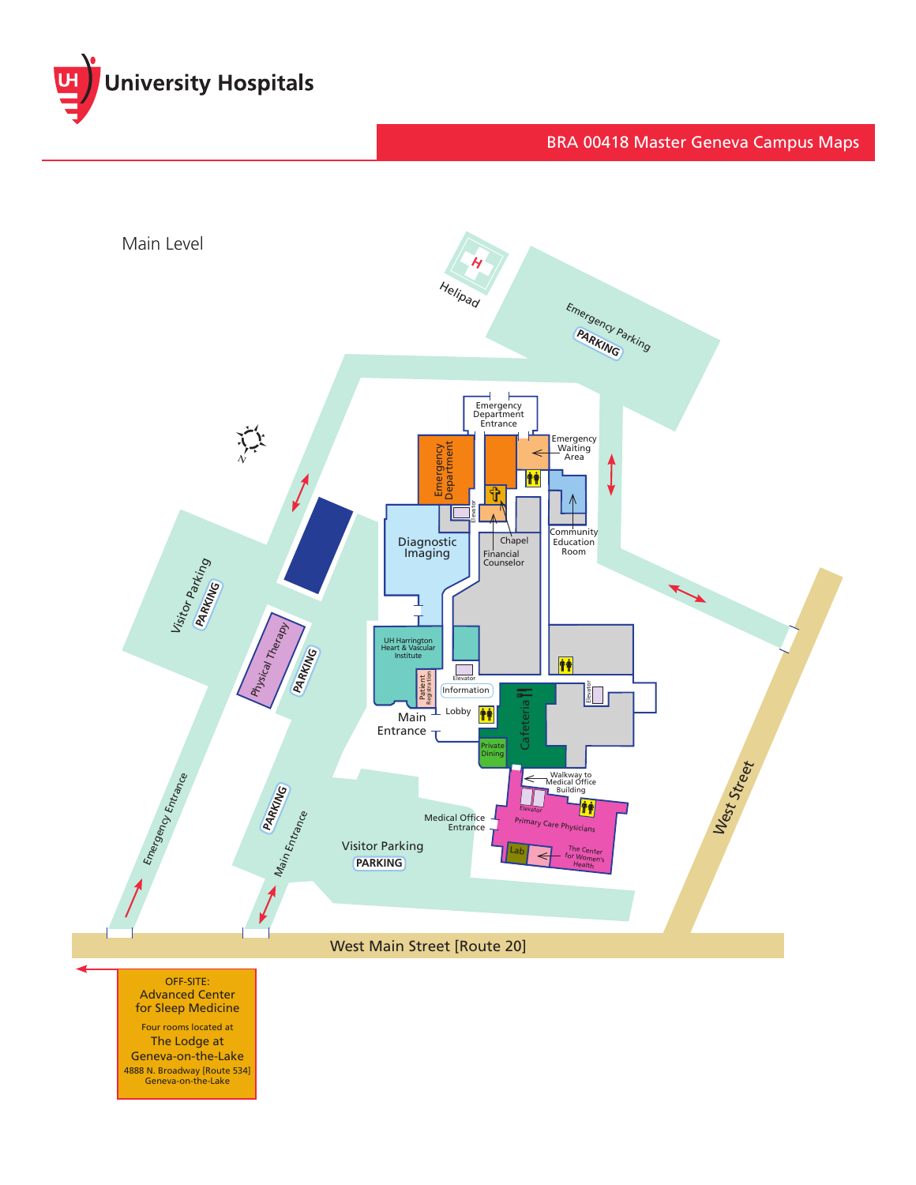# University Hospitals

BRA 00418 Master Geneva Campus Maps

## Main Level

Helipad

Emergency Parking
PARKING

Emergency Department Entrance

Emergency Department

Emergency Waiting Area

Elevator

Chapel

Financial Counselor

Community Education Room

Diagnostic Imaging

Visitor Parking
PARKING

Physical Therapy

PARKING

UH Harrington Heart & Vascular Institute

Patient Registration

Elevator

Information

Lobby

Main Entrance

Cafeteria

Private Dining

Elevator

Walkway to Medical Office Building

Elevator

Primary Care Physicians

Medical Office Entrance

Lab

The Center for Women's Health

Emergency Entrance

PARKING

Main Entrance

Visitor Parking
PARKING

West Street

West Main Street [Route 20]

OFF-SITE:
Advanced Center for Sleep Medicine

Four rooms located at
The Lodge at Geneva-on-the-Lake
4888 N. Broadway [Route 534]
Geneva-on-the-Lake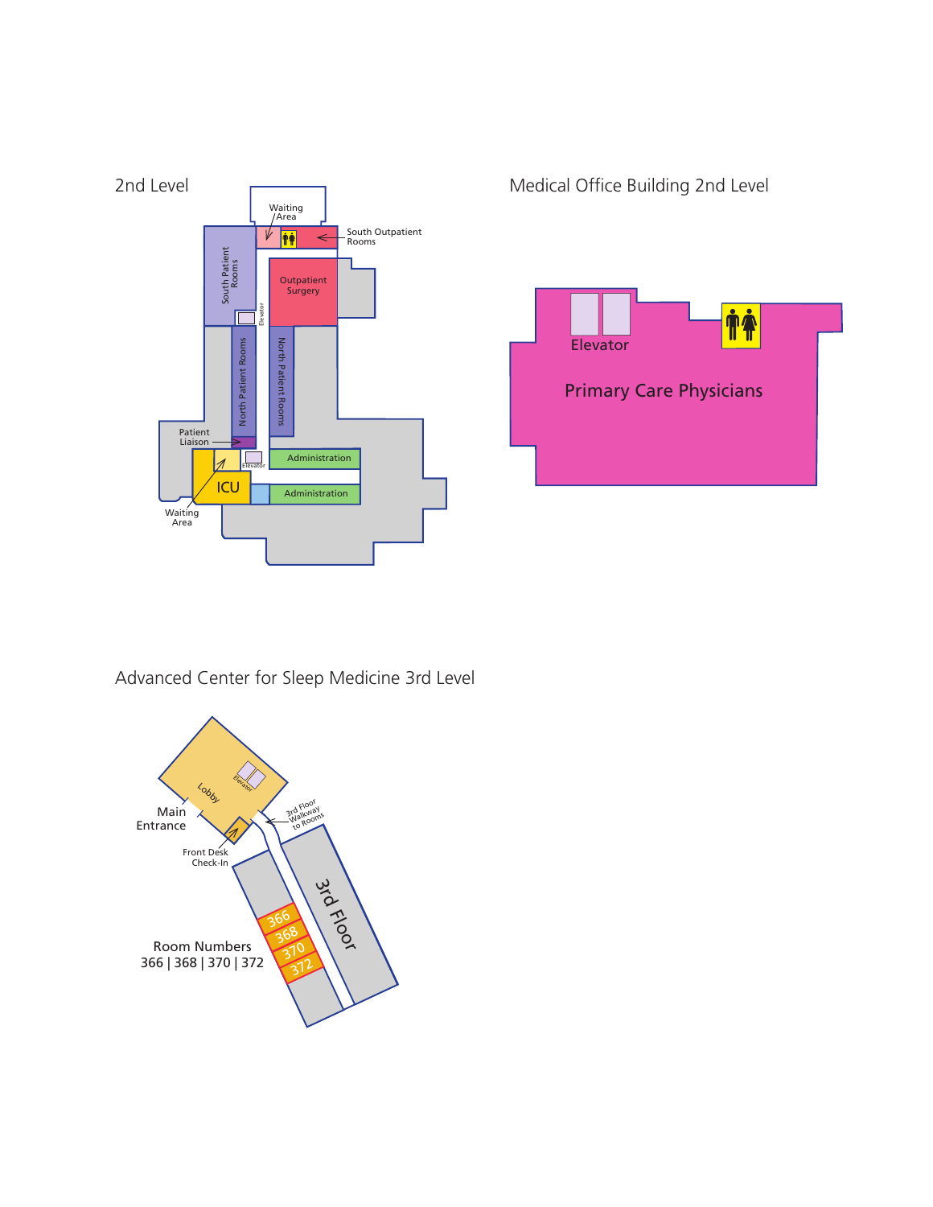## 2nd Level

Waiting Area

South Outpatient Rooms

South Patient Rooms

Outpatient Surgery

Elevator

North Patient Rooms

North Patient Rooms

Patient Liaison

Elevator

Administration

ICU

Administration

Waiting Area

## Medical Office Building 2nd Level

Elevator

Primary Care Physicians

## Advanced Center for Sleep Medicine 3rd Level

Lobby

Elevator

Main Entrance

3rd Floor Walkway to Rooms

Front Desk Check-In

3rd Floor

366

368

370

372

Room Numbers
366 | 368 | 370 | 372